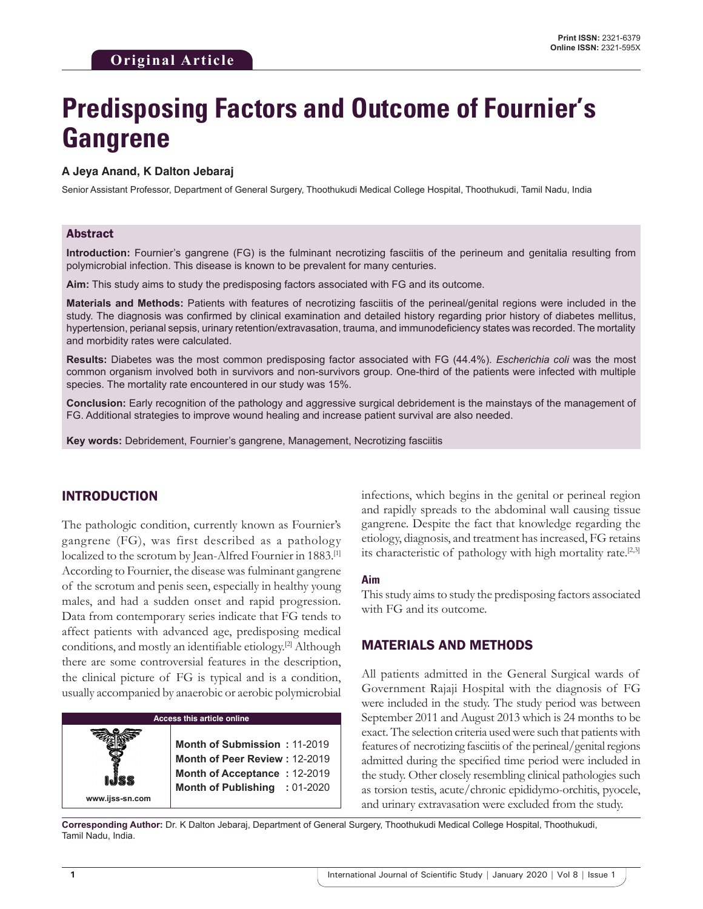Original Article

# Predisposing Factors and Outcome of Fournier's Gangrene

**A Jeya Anand, K Dalton Jebaraj**

Senior Assistant Professor, Department of General Surgery, Thoothukudi Medical College Hospital, Thoothukudi, Tamil Nadu, India

## Abstract

**Introduction:** Fournier's gangrene (FG) is the fulminant necrotizing fasciitis of the perineum and genitalia resulting from polymicrobial infection. This disease is known to be prevalent for many centuries.

**Aim:** This study aims to study the predisposing factors associated with FG and its outcome.

**Materials and Methods:** Patients with features of necrotizing fasciitis of the perineal/genital regions were included in the study. The diagnosis was confirmed by clinical examination and detailed history regarding prior history of diabetes mellitus, hypertension, perianal sepsis, urinary retention/extravasation, trauma, and immunodeficiency states was recorded. The mortality and morbidity rates were calculated.

**Results:** Diabetes was the most common predisposing factor associated with FG (44.4%). *Escherichia coli* was the most common organism involved both in survivors and non-survivors group. One-third of the patients were infected with multiple species. The mortality rate encountered in our study was 15%.

**Conclusion:** Early recognition of the pathology and aggressive surgical debridement is the mainstays of the management of FG. Additional strategies to improve wound healing and increase patient survival are also needed.

**Key words:** Debridement, Fournier's gangrene, Management, Necrotizing fasciitis

## INTRODUCTION

The pathologic condition, currently known as Fournier's gangrene (FG), was first described as a pathology localized to the scrotum by Jean-Alfred Fournier in 1883.[1] According to Fournier, the disease was fulminant gangrene of the scrotum and penis seen, especially in healthy young males, and had a sudden onset and rapid progression. Data from contemporary series indicate that FG tends to affect patients with advanced age, predisposing medical conditions, and mostly an identifiable etiology.[2] Although there are some controversial features in the description, the clinical picture of FG is typical and is a condition, usually accompanied by anaerobic or aerobic polymicrobial infections, which begins in the genital or perineal region and rapidly spreads to the abdominal wall causing tissue gangrene. Despite the fact that knowledge regarding the etiology, diagnosis, and treatment has increased, FG retains its characteristic of pathology with high mortality rate.[2,3]

| Access this article online | |
|---|---|
| www.ijss-sn.com | **Month of Submission :** 11-2019<br>**Month of Peer Review :** 12-2019<br>**Month of Acceptance :** 12-2019<br>**Month of Publishing :** 01-2020 |

### Aim

This study aims to study the predisposing factors associated with FG and its outcome.

## MATERIALS AND METHODS

All patients admitted in the General Surgical wards of Government Rajaji Hospital with the diagnosis of FG were included in the study. The study period was between September 2011 and August 2013 which is 24 months to be exact. The selection criteria used were such that patients with features of necrotizing fasciitis of the perineal/genital regions admitted during the specified time period were included in the study. Other closely resembling clinical pathologies such as torsion testis, acute/chronic epididymo-orchitis, pyocele, and urinary extravasation were excluded from the study.

**Corresponding Author:** Dr. K Dalton Jebaraj, Department of General Surgery, Thoothukudi Medical College Hospital, Thoothukudi, Tamil Nadu, India.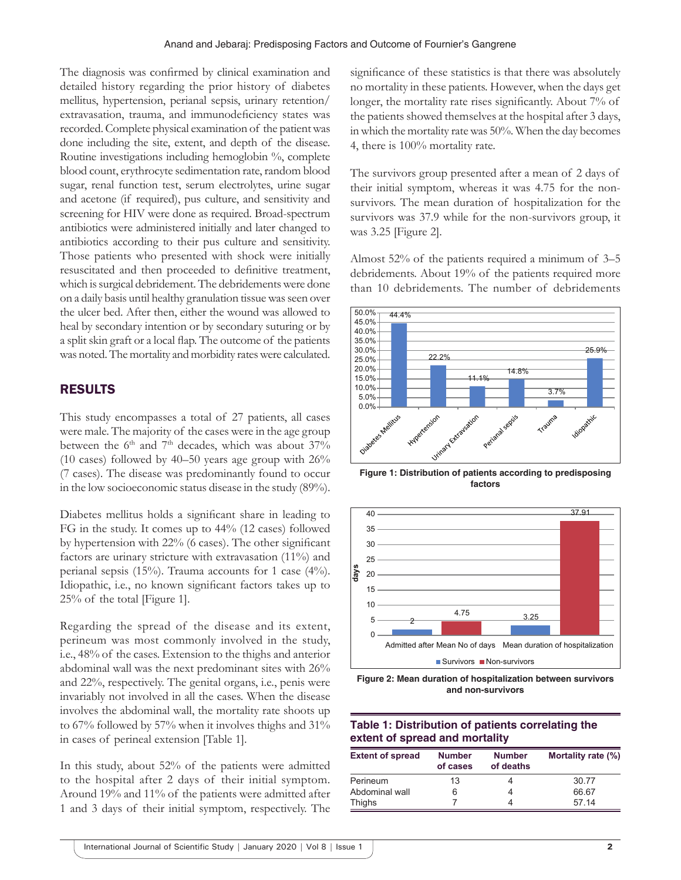The diagnosis was confirmed by clinical examination and detailed history regarding the prior history of diabetes mellitus, hypertension, perianal sepsis, urinary retention/extravasation, trauma, and immunodeficiency states was recorded. Complete physical examination of the patient was done including the site, extent, and depth of the disease. Routine investigations including hemoglobin %, complete blood count, erythrocyte sedimentation rate, random blood sugar, renal function test, serum electrolytes, urine sugar and acetone (if required), pus culture, and sensitivity and screening for HIV were done as required. Broad-spectrum antibiotics were administered initially and later changed to antibiotics according to their pus culture and sensitivity. Those patients who presented with shock were initially resuscitated and then proceeded to definitive treatment, which is surgical debridement. The debridements were done on a daily basis until healthy granulation tissue was seen over the ulcer bed. After then, either the wound was allowed to heal by secondary intention or by secondary suturing or by a split skin graft or a local flap. The outcome of the patients was noted. The mortality and morbidity rates were calculated.

## RESULTS

This study encompasses a total of 27 patients, all cases were male. The majority of the cases were in the age group between the 6th and 7th decades, which was about 37% (10 cases) followed by 40–50 years age group with 26% (7 cases). The disease was predominantly found to occur in the low socioeconomic status disease in the study (89%).

Diabetes mellitus holds a significant share in leading to FG in the study. It comes up to 44% (12 cases) followed by hypertension with 22% (6 cases). The other significant factors are urinary stricture with extravasation (11%) and perianal sepsis (15%). Trauma accounts for 1 case (4%). Idiopathic, i.e., no known significant factors takes up to 25% of the total [Figure 1].

Regarding the spread of the disease and its extent, perineum was most commonly involved in the study, i.e., 48% of the cases. Extension to the thighs and anterior abdominal wall was the next predominant sites with 26% and 22%, respectively. The genital organs, i.e., penis were invariably not involved in all the cases. When the disease involves the abdominal wall, the mortality rate shoots up to 67% followed by 57% when it involves thighs and 31% in cases of perineal extension [Table 1].

In this study, about 52% of the patients were admitted to the hospital after 2 days of their initial symptom. Around 19% and 11% of the patients were admitted after 1 and 3 days of their initial symptom, respectively. The significance of these statistics is that there was absolutely no mortality in these patients. However, when the days get longer, the mortality rate rises significantly. About 7% of the patients showed themselves at the hospital after 3 days, in which the mortality rate was 50%. When the day becomes 4, there is 100% mortality rate.

The survivors group presented after a mean of 2 days of their initial symptom, whereas it was 4.75 for the non-survivors. The mean duration of hospitalization for the survivors was 37.9 while for the non-survivors group, it was 3.25 [Figure 2].

Almost 52% of the patients required a minimum of 3–5 debridements. About 19% of the patients required more than 10 debridements. The number of debridements

| Predisposing factor | Percentage |
|---|---|
| Diabetes Mellitus | 44.4% |
| Hypertension | 22.2% |
| Urinary Extravasation | 11.1% |
| Perianal sepsis | 14.8% |
| Trauma | 3.7% |
| Idiopathic | 25.9% |

**Figure 1: Distribution of patients according to predisposing factors**

| | Survivors | Non-survivors |
|---|---|---|
| Admitted after Mean No of days | 2 | 4.75 |
| Mean duration of hospitalization | 3.25 | 37.91 |

**Figure 2: Mean duration of hospitalization between survivors and non-survivors**

**Table 1: Distribution of patients correlating the extent of spread and mortality**

| Extent of spread | Number of cases | Number of deaths | Mortality rate (%) |
|---|---|---|---|
| Perineum | 13 | 4 | 30.77 |
| Abdominal wall | 6 | 4 | 66.67 |
| Thighs | 7 | 4 | 57.14 |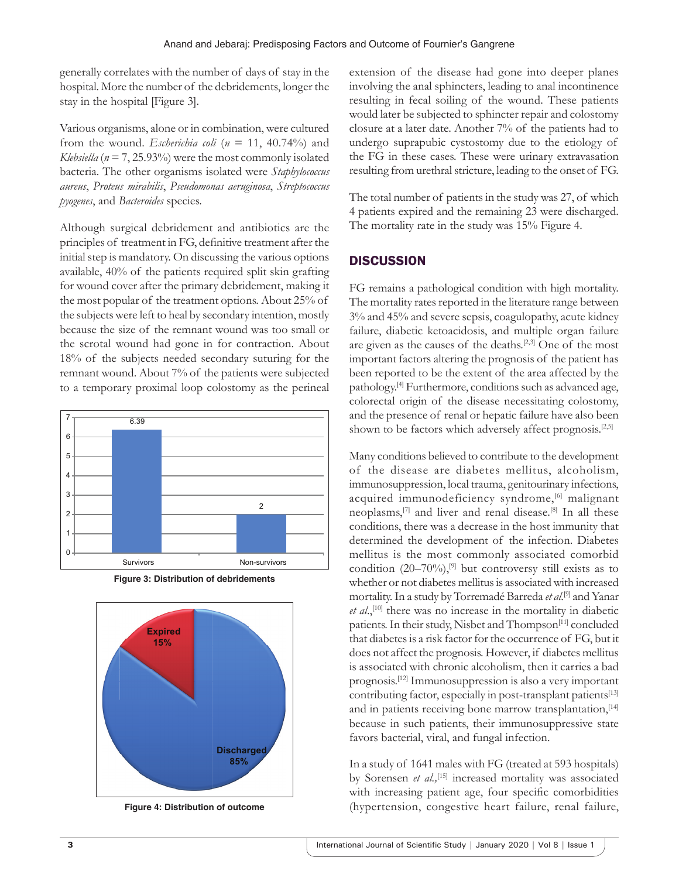generally correlates with the number of days of stay in the hospital. More the number of the debridements, longer the stay in the hospital [Figure 3].

Various organisms, alone or in combination, were cultured from the wound. *Escherichia coli* ($n$ = 11, 40.74%) and *Klebsiella* ($n$ = 7, 25.93%) were the most commonly isolated bacteria. The other organisms isolated were *Staphylococcus aureus*, *Proteus mirabilis*, *Pseudomonas aeruginosa*, *Streptococcus pyogenes*, and *Bacteroides* species.

Although surgical debridement and antibiotics are the principles of treatment in FG, definitive treatment after the initial step is mandatory. On discussing the various options available, 40% of the patients required split skin grafting for wound cover after the primary debridement, making it the most popular of the treatment options. About 25% of the subjects were left to heal by secondary intention, mostly because the size of the remnant wound was too small or the scrotal wound had gone in for contraction. About 18% of the subjects needed secondary suturing for the remnant wound. About 7% of the patients were subjected to a temporary proximal loop colostomy as the perineal extension of the disease had gone into deeper planes involving the anal sphincters, leading to anal incontinence resulting in fecal soiling of the wound. These patients would later be subjected to sphincter repair and colostomy closure at a later date. Another 7% of the patients had to undergo suprapubic cystostomy due to the etiology of the FG in these cases. These were urinary extravasation resulting from urethral stricture, leading to the onset of FG.

Figure 3: Distribution of debridements

Figure 4: Distribution of outcome

The total number of patients in the study was 27, of which 4 patients expired and the remaining 23 were discharged. The mortality rate in the study was 15% Figure 4.

## DISCUSSION

FG remains a pathological condition with high mortality. The mortality rates reported in the literature range between 3% and 45% and severe sepsis, coagulopathy, acute kidney failure, diabetic ketoacidosis, and multiple organ failure are given as the causes of the deaths.[2,3] One of the most important factors altering the prognosis of the patient has been reported to be the extent of the area affected by the pathology.[4] Furthermore, conditions such as advanced age, colorectal origin of the disease necessitating colostomy, and the presence of renal or hepatic failure have also been shown to be factors which adversely affect prognosis.[2,5]

Many conditions believed to contribute to the development of the disease are diabetes mellitus, alcoholism, immunosuppression, local trauma, genitourinary infections, acquired immunodeficiency syndrome,[6] malignant neoplasms,[7] and liver and renal disease.[8] In all these conditions, there was a decrease in the host immunity that determined the development of the infection. Diabetes mellitus is the most commonly associated comorbid condition (20–70%),[9] but controversy still exists as to whether or not diabetes mellitus is associated with increased mortality. In a study by Torremadé Barreda *et al*.[9] and Yanar *et al*.,[10] there was no increase in the mortality in diabetic patients. In their study, Nisbet and Thompson[11] concluded that diabetes is a risk factor for the occurrence of FG, but it does not affect the prognosis. However, if diabetes mellitus is associated with chronic alcoholism, then it carries a bad prognosis.[12] Immunosuppression is also a very important contributing factor, especially in post-transplant patients[13] and in patients receiving bone marrow transplantation,[14] because in such patients, their immunosuppressive state favors bacterial, viral, and fungal infection.

In a study of 1641 males with FG (treated at 593 hospitals) by Sorensen *et al.*,[15] increased mortality was associated with increasing patient age, four specific comorbidities (hypertension, congestive heart failure, renal failure,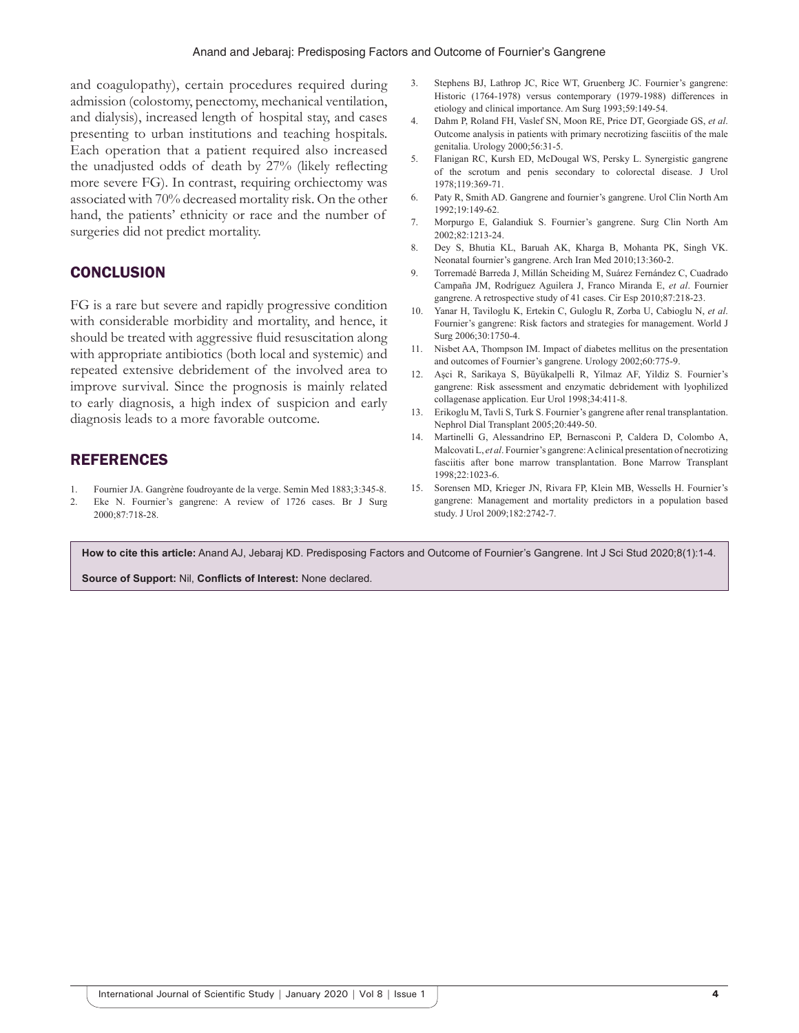and coagulopathy), certain procedures required during admission (colostomy, penectomy, mechanical ventilation, and dialysis), increased length of hospital stay, and cases presenting to urban institutions and teaching hospitals. Each operation that a patient required also increased the unadjusted odds of death by 27% (likely reflecting more severe FG). In contrast, requiring orchiectomy was associated with 70% decreased mortality risk. On the other hand, the patients' ethnicity or race and the number of surgeries did not predict mortality.

## CONCLUSION

FG is a rare but severe and rapidly progressive condition with considerable morbidity and mortality, and hence, it should be treated with aggressive fluid resuscitation along with appropriate antibiotics (both local and systemic) and repeated extensive debridement of the involved area to improve survival. Since the prognosis is mainly related to early diagnosis, a high index of suspicion and early diagnosis leads to a more favorable outcome.

## REFERENCES

1. Fournier JA. Gangrène foudroyante de la verge. Semin Med 1883;3:345-8.
2. Eke N. Fournier's gangrene: A review of 1726 cases. Br J Surg 2000;87:718-28.
3. Stephens BJ, Lathrop JC, Rice WT, Gruenberg JC. Fournier's gangrene: Historic (1764-1978) versus contemporary (1979-1988) differences in etiology and clinical importance. Am Surg 1993;59:149-54.
4. Dahm P, Roland FH, Vaslef SN, Moon RE, Price DT, Georgiade GS, *et al*. Outcome analysis in patients with primary necrotizing fasciitis of the male genitalia. Urology 2000;56:31-5.
5. Flanigan RC, Kursh ED, McDougal WS, Persky L. Synergistic gangrene of the scrotum and penis secondary to colorectal disease. J Urol 1978;119:369-71.
6. Paty R, Smith AD. Gangrene and fournier's gangrene. Urol Clin North Am 1992;19:149-62.
7. Morpurgo E, Galandiuk S. Fournier's gangrene. Surg Clin North Am 2002;82:1213-24.
8. Dey S, Bhutia KL, Baruah AK, Kharga B, Mohanta PK, Singh VK. Neonatal fournier's gangrene. Arch Iran Med 2010;13:360-2.
9. Torremadé Barreda J, Millán Scheiding M, Suárez Fernández C, Cuadrado Campaña JM, Rodríguez Aguilera J, Franco Miranda E, *et al*. Fournier gangrene. A retrospective study of 41 cases. Cir Esp 2010;87:218-23.
10. Yanar H, Taviloglu K, Ertekin C, Guloglu R, Zorba U, Cabioglu N, *et al*. Fournier's gangrene: Risk factors and strategies for management. World J Surg 2006;30:1750-4.
11. Nisbet AA, Thompson IM. Impact of diabetes mellitus on the presentation and outcomes of Fournier's gangrene. Urology 2002;60:775-9.
12. Aşci R, Sarikaya S, Büyükalpelli R, Yilmaz AF, Yildiz S. Fournier's gangrene: Risk assessment and enzymatic debridement with lyophilized collagenase application. Eur Urol 1998;34:411-8.
13. Erikoglu M, Tavli S, Turk S. Fournier's gangrene after renal transplantation. Nephrol Dial Transplant 2005;20:449-50.
14. Martinelli G, Alessandrino EP, Bernasconi P, Caldera D, Colombo A, Malcovati L, *et al*. Fournier's gangrene: A clinical presentation of necrotizing fasciitis after bone marrow transplantation. Bone Marrow Transplant 1998;22:1023-6.
15. Sorensen MD, Krieger JN, Rivara FP, Klein MB, Wessells H. Fournier's gangrene: Management and mortality predictors in a population based study. J Urol 2009;182:2742-7.

**How to cite this article:** Anand AJ, Jebaraj KD. Predisposing Factors and Outcome of Fournier's Gangrene. Int J Sci Stud 2020;8(1):1-4.

**Source of Support:** Nil, **Conflicts of Interest:** None declared.